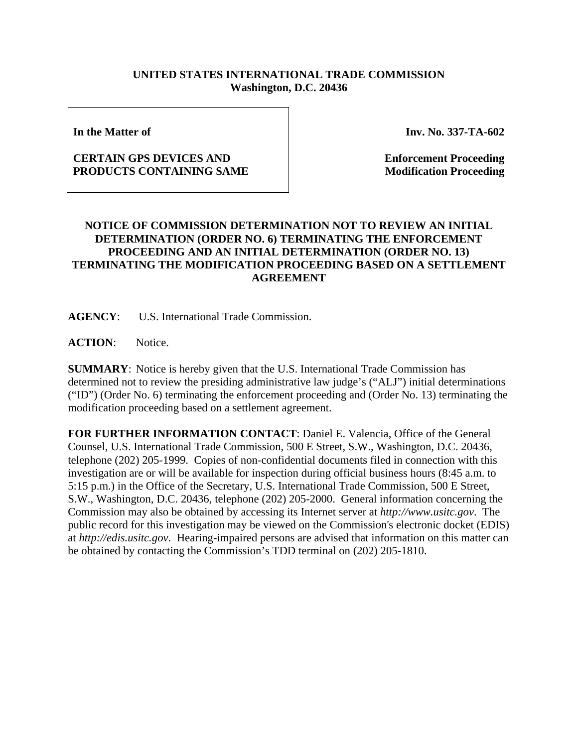**UNITED STATES INTERNATIONAL TRADE COMMISSION**
**Washington, D.C. 20436**

| | |
|---|---|
| **In the Matter of**<br><br>**CERTAIN GPS DEVICES AND PRODUCTS CONTAINING SAME** | **Inv. No. 337-TA-602**<br><br>**Enforcement Proceeding**<br>**Modification Proceeding** |

**NOTICE OF COMMISSION DETERMINATION NOT TO REVIEW AN INITIAL DETERMINATION (ORDER NO. 6) TERMINATING THE ENFORCEMENT PROCEEDING AND AN INITIAL DETERMINATION (ORDER NO. 13) TERMINATING THE MODIFICATION PROCEEDING BASED ON A SETTLEMENT AGREEMENT**

**AGENCY**: U.S. International Trade Commission.

**ACTION**: Notice.

**SUMMARY**: Notice is hereby given that the U.S. International Trade Commission has determined not to review the presiding administrative law judge's ("ALJ") initial determinations ("ID") (Order No. 6) terminating the enforcement proceeding and (Order No. 13) terminating the modification proceeding based on a settlement agreement.

**FOR FURTHER INFORMATION CONTACT**: Daniel E. Valencia, Office of the General Counsel, U.S. International Trade Commission, 500 E Street, S.W., Washington, D.C. 20436, telephone (202) 205-1999. Copies of non-confidential documents filed in connection with this investigation are or will be available for inspection during official business hours (8:45 a.m. to 5:15 p.m.) in the Office of the Secretary, U.S. International Trade Commission, 500 E Street, S.W., Washington, D.C. 20436, telephone (202) 205-2000. General information concerning the Commission may also be obtained by accessing its Internet server at *http://www.usitc.gov*. The public record for this investigation may be viewed on the Commission's electronic docket (EDIS) at *http://edis.usitc.gov*. Hearing-impaired persons are advised that information on this matter can be obtained by contacting the Commission's TDD terminal on (202) 205-1810.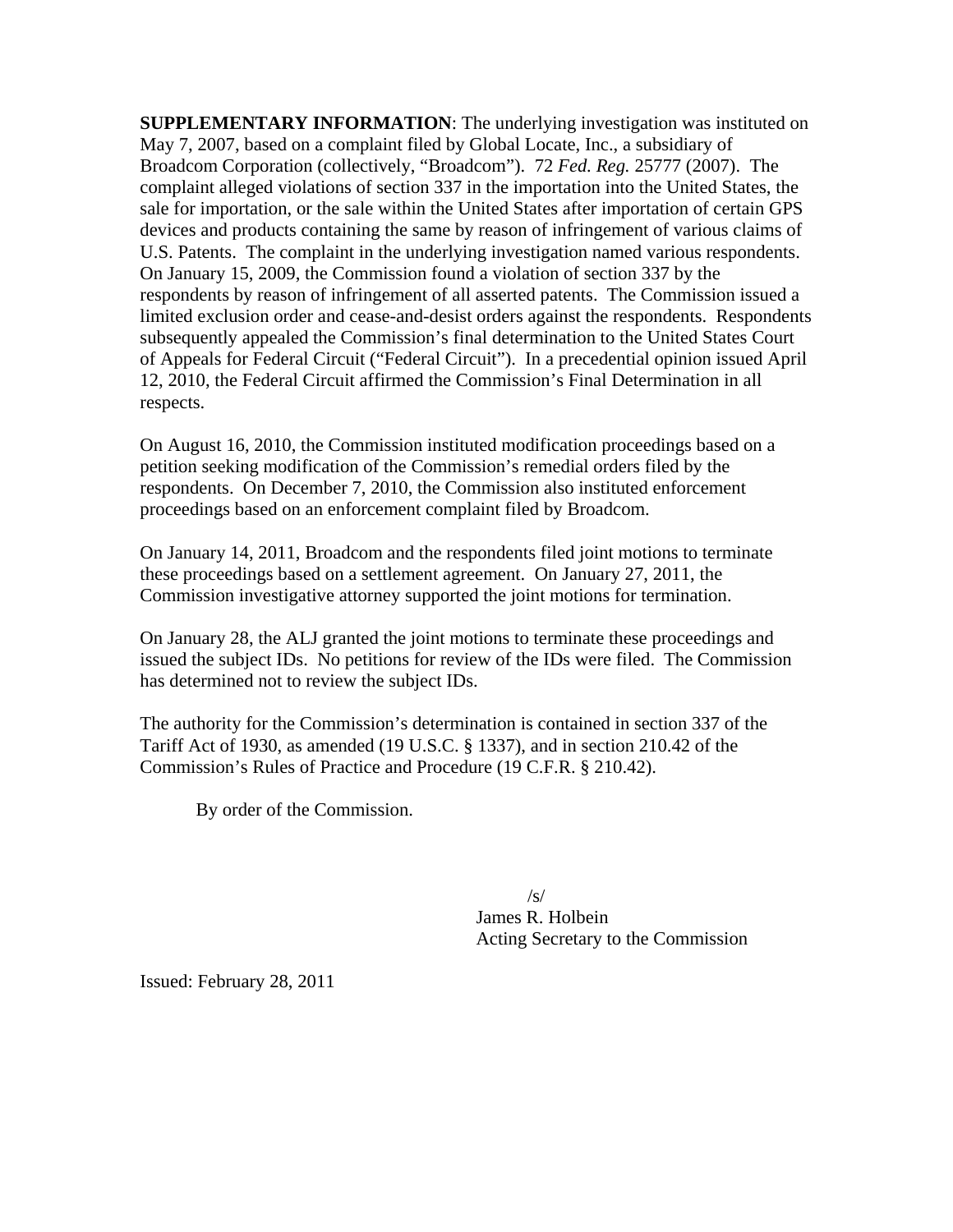**SUPPLEMENTARY INFORMATION**: The underlying investigation was instituted on May 7, 2007, based on a complaint filed by Global Locate, Inc., a subsidiary of Broadcom Corporation (collectively, "Broadcom"). 72 *Fed. Reg.* 25777 (2007). The complaint alleged violations of section 337 in the importation into the United States, the sale for importation, or the sale within the United States after importation of certain GPS devices and products containing the same by reason of infringement of various claims of U.S. Patents. The complaint in the underlying investigation named various respondents. On January 15, 2009, the Commission found a violation of section 337 by the respondents by reason of infringement of all asserted patents. The Commission issued a limited exclusion order and cease-and-desist orders against the respondents. Respondents subsequently appealed the Commission's final determination to the United States Court of Appeals for Federal Circuit ("Federal Circuit"). In a precedential opinion issued April 12, 2010, the Federal Circuit affirmed the Commission's Final Determination in all respects.

On August 16, 2010, the Commission instituted modification proceedings based on a petition seeking modification of the Commission's remedial orders filed by the respondents. On December 7, 2010, the Commission also instituted enforcement proceedings based on an enforcement complaint filed by Broadcom.

On January 14, 2011, Broadcom and the respondents filed joint motions to terminate these proceedings based on a settlement agreement. On January 27, 2011, the Commission investigative attorney supported the joint motions for termination.

On January 28, the ALJ granted the joint motions to terminate these proceedings and issued the subject IDs. No petitions for review of the IDs were filed. The Commission has determined not to review the subject IDs.

The authority for the Commission's determination is contained in section 337 of the Tariff Act of 1930, as amended (19 U.S.C. § 1337), and in section 210.42 of the Commission's Rules of Practice and Procedure (19 C.F.R. § 210.42).

By order of the Commission.

/s/
James R. Holbein
Acting Secretary to the Commission

Issued: February 28, 2011